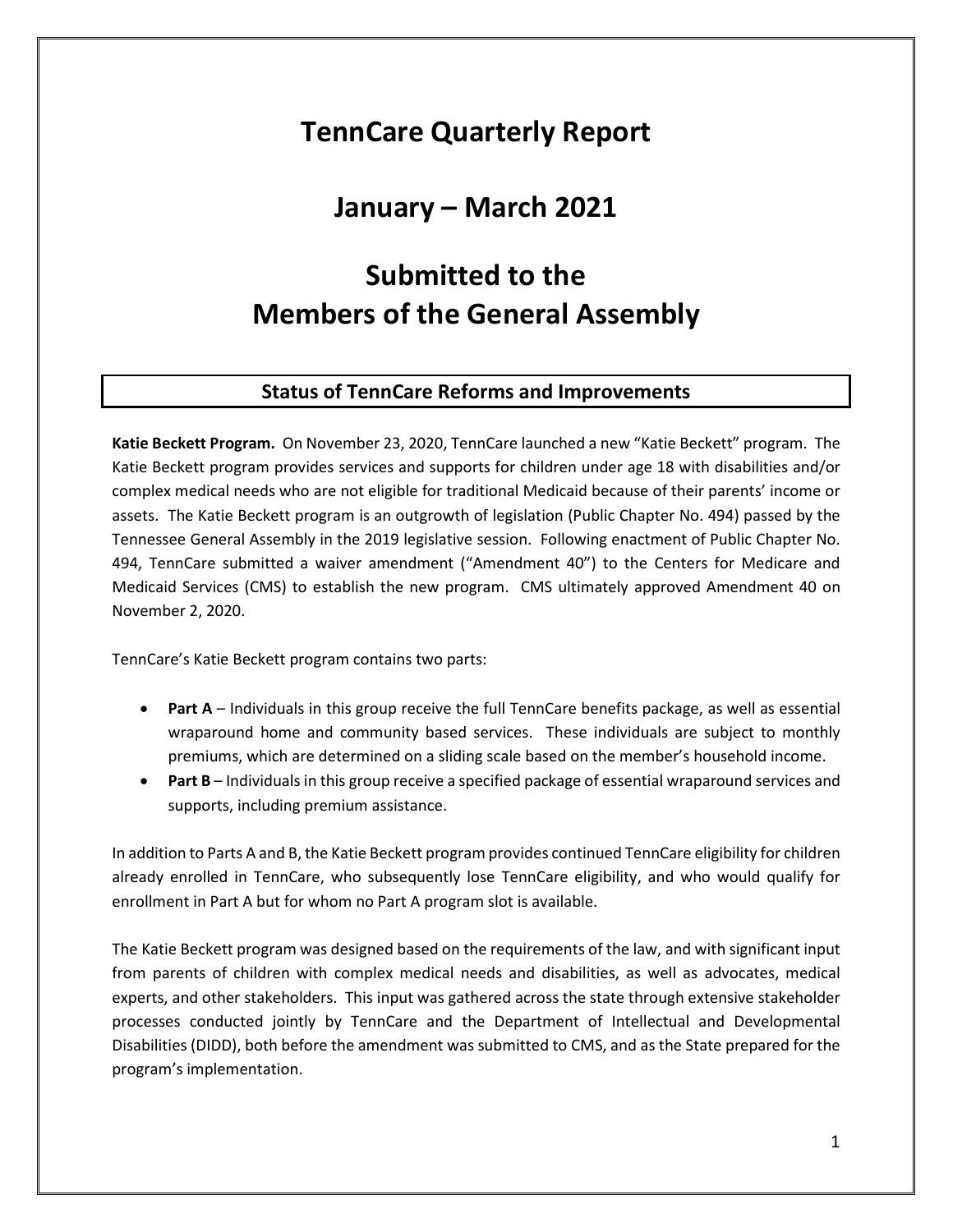# TennCare Quarterly Report

# January – March 2021

# Submitted to the Members of the General Assembly

## Status of TennCare Reforms and Improvements

**Katie Beckett Program.** On November 23, 2020, TennCare launched a new "Katie Beckett" program. The Katie Beckett program provides services and supports for children under age 18 with disabilities and/or complex medical needs who are not eligible for traditional Medicaid because of their parents' income or assets. The Katie Beckett program is an outgrowth of legislation (Public Chapter No. 494) passed by the Tennessee General Assembly in the 2019 legislative session. Following enactment of Public Chapter No. 494, TennCare submitted a waiver amendment ("Amendment 40") to the Centers for Medicare and Medicaid Services (CMS) to establish the new program. CMS ultimately approved Amendment 40 on November 2, 2020.

TennCare's Katie Beckett program contains two parts:

- **Part A** – Individuals in this group receive the full TennCare benefits package, as well as essential wraparound home and community based services. These individuals are subject to monthly premiums, which are determined on a sliding scale based on the member's household income.
- **Part B** – Individuals in this group receive a specified package of essential wraparound services and supports, including premium assistance.

In addition to Parts A and B, the Katie Beckett program provides continued TennCare eligibility for children already enrolled in TennCare, who subsequently lose TennCare eligibility, and who would qualify for enrollment in Part A but for whom no Part A program slot is available.

The Katie Beckett program was designed based on the requirements of the law, and with significant input from parents of children with complex medical needs and disabilities, as well as advocates, medical experts, and other stakeholders. This input was gathered across the state through extensive stakeholder processes conducted jointly by TennCare and the Department of Intellectual and Developmental Disabilities (DIDD), both before the amendment was submitted to CMS, and as the State prepared for the program's implementation.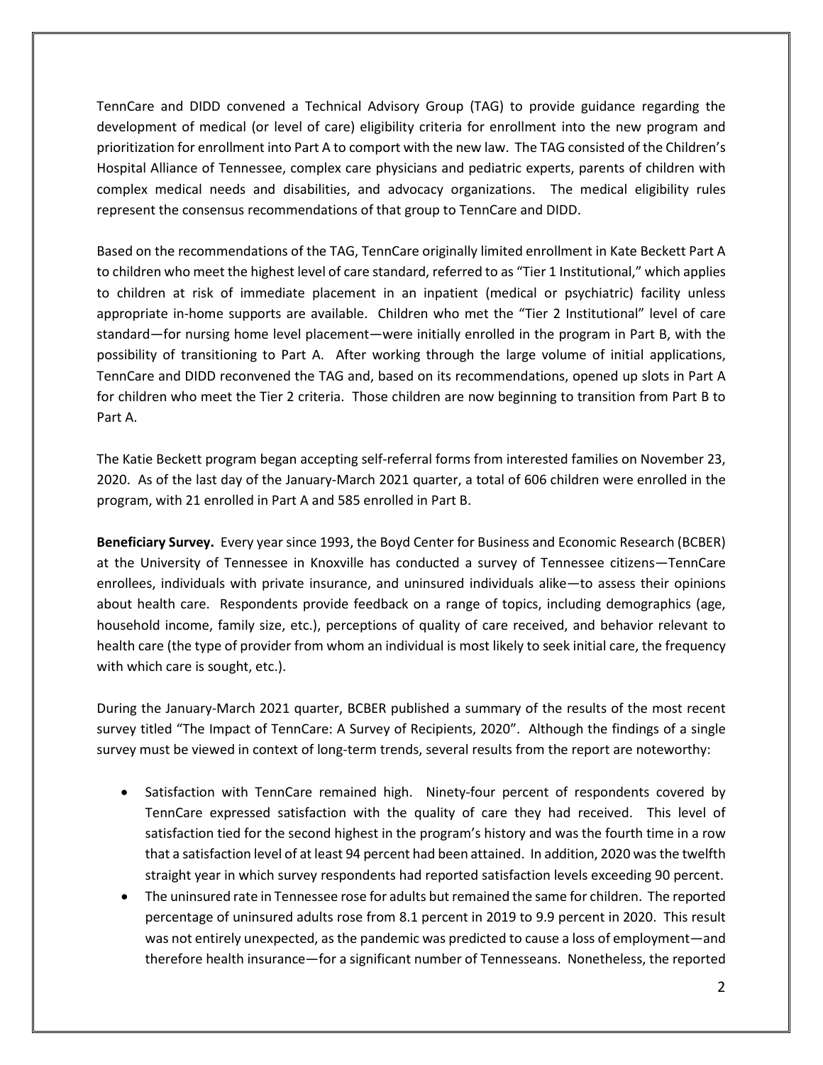TennCare and DIDD convened a Technical Advisory Group (TAG) to provide guidance regarding the development of medical (or level of care) eligibility criteria for enrollment into the new program and prioritization for enrollment into Part A to comport with the new law. The TAG consisted of the Children's Hospital Alliance of Tennessee, complex care physicians and pediatric experts, parents of children with complex medical needs and disabilities, and advocacy organizations. The medical eligibility rules represent the consensus recommendations of that group to TennCare and DIDD.

Based on the recommendations of the TAG, TennCare originally limited enrollment in Kate Beckett Part A to children who meet the highest level of care standard, referred to as "Tier 1 Institutional," which applies to children at risk of immediate placement in an inpatient (medical or psychiatric) facility unless appropriate in-home supports are available. Children who met the "Tier 2 Institutional" level of care standard—for nursing home level placement—were initially enrolled in the program in Part B, with the possibility of transitioning to Part A. After working through the large volume of initial applications, TennCare and DIDD reconvened the TAG and, based on its recommendations, opened up slots in Part A for children who meet the Tier 2 criteria. Those children are now beginning to transition from Part B to Part A.

The Katie Beckett program began accepting self-referral forms from interested families on November 23, 2020. As of the last day of the January-March 2021 quarter, a total of 606 children were enrolled in the program, with 21 enrolled in Part A and 585 enrolled in Part B.

**Beneficiary Survey.** Every year since 1993, the Boyd Center for Business and Economic Research (BCBER) at the University of Tennessee in Knoxville has conducted a survey of Tennessee citizens—TennCare enrollees, individuals with private insurance, and uninsured individuals alike—to assess their opinions about health care. Respondents provide feedback on a range of topics, including demographics (age, household income, family size, etc.), perceptions of quality of care received, and behavior relevant to health care (the type of provider from whom an individual is most likely to seek initial care, the frequency with which care is sought, etc.).

During the January-March 2021 quarter, BCBER published a summary of the results of the most recent survey titled "The Impact of TennCare: A Survey of Recipients, 2020". Although the findings of a single survey must be viewed in context of long-term trends, several results from the report are noteworthy:

- Satisfaction with TennCare remained high. Ninety-four percent of respondents covered by TennCare expressed satisfaction with the quality of care they had received. This level of satisfaction tied for the second highest in the program's history and was the fourth time in a row that a satisfaction level of at least 94 percent had been attained. In addition, 2020 was the twelfth straight year in which survey respondents had reported satisfaction levels exceeding 90 percent.
- The uninsured rate in Tennessee rose for adults but remained the same for children. The reported percentage of uninsured adults rose from 8.1 percent in 2019 to 9.9 percent in 2020. This result was not entirely unexpected, as the pandemic was predicted to cause a loss of employment—and therefore health insurance—for a significant number of Tennesseans. Nonetheless, the reported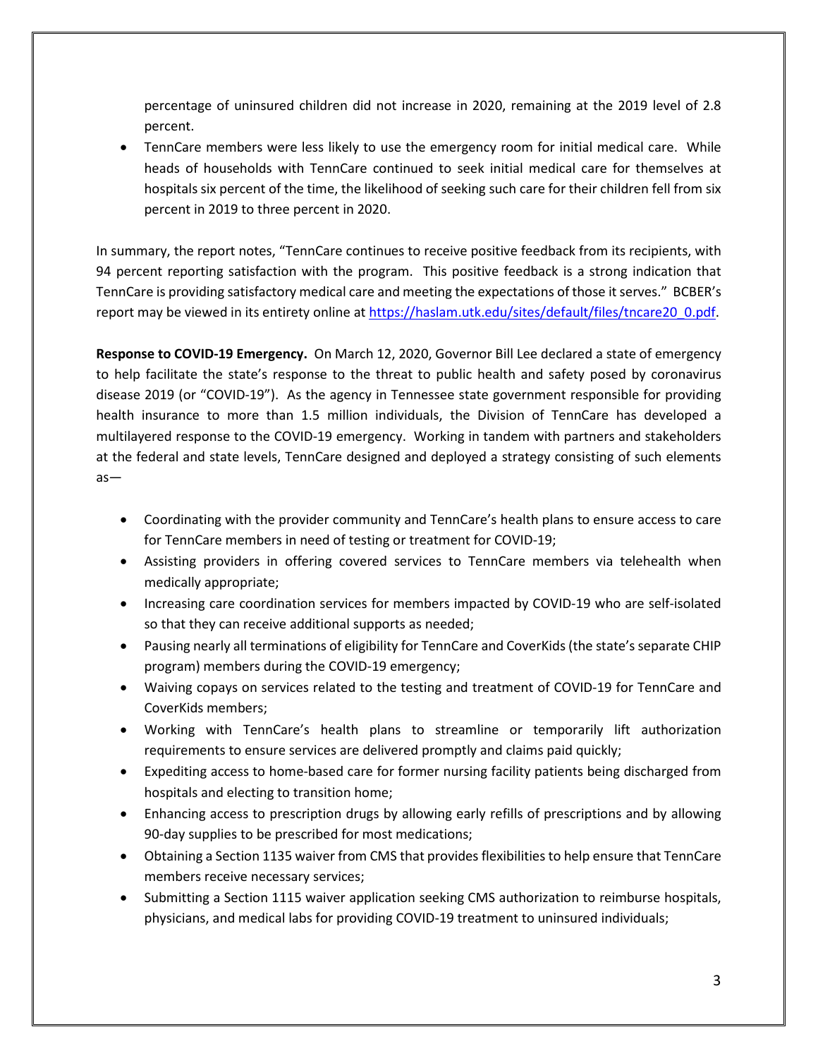percentage of uninsured children did not increase in 2020, remaining at the 2019 level of 2.8 percent.

- TennCare members were less likely to use the emergency room for initial medical care. While heads of households with TennCare continued to seek initial medical care for themselves at hospitals six percent of the time, the likelihood of seeking such care for their children fell from six percent in 2019 to three percent in 2020.

In summary, the report notes, "TennCare continues to receive positive feedback from its recipients, with 94 percent reporting satisfaction with the program. This positive feedback is a strong indication that TennCare is providing satisfactory medical care and meeting the expectations of those it serves." BCBER's report may be viewed in its entirety online at [https://haslam.utk.edu/sites/default/files/tncare20_0.pdf](https://haslam.utk.edu/sites/default/files/tncare20_0.pdf).

**Response to COVID-19 Emergency.** On March 12, 2020, Governor Bill Lee declared a state of emergency to help facilitate the state's response to the threat to public health and safety posed by coronavirus disease 2019 (or "COVID-19"). As the agency in Tennessee state government responsible for providing health insurance to more than 1.5 million individuals, the Division of TennCare has developed a multilayered response to the COVID-19 emergency. Working in tandem with partners and stakeholders at the federal and state levels, TennCare designed and deployed a strategy consisting of such elements as—

- Coordinating with the provider community and TennCare's health plans to ensure access to care for TennCare members in need of testing or treatment for COVID-19;
- Assisting providers in offering covered services to TennCare members via telehealth when medically appropriate;
- Increasing care coordination services for members impacted by COVID-19 who are self-isolated so that they can receive additional supports as needed;
- Pausing nearly all terminations of eligibility for TennCare and CoverKids (the state's separate CHIP program) members during the COVID-19 emergency;
- Waiving copays on services related to the testing and treatment of COVID-19 for TennCare and CoverKids members;
- Working with TennCare's health plans to streamline or temporarily lift authorization requirements to ensure services are delivered promptly and claims paid quickly;
- Expediting access to home-based care for former nursing facility patients being discharged from hospitals and electing to transition home;
- Enhancing access to prescription drugs by allowing early refills of prescriptions and by allowing 90-day supplies to be prescribed for most medications;
- Obtaining a Section 1135 waiver from CMS that provides flexibilities to help ensure that TennCare members receive necessary services;
- Submitting a Section 1115 waiver application seeking CMS authorization to reimburse hospitals, physicians, and medical labs for providing COVID-19 treatment to uninsured individuals;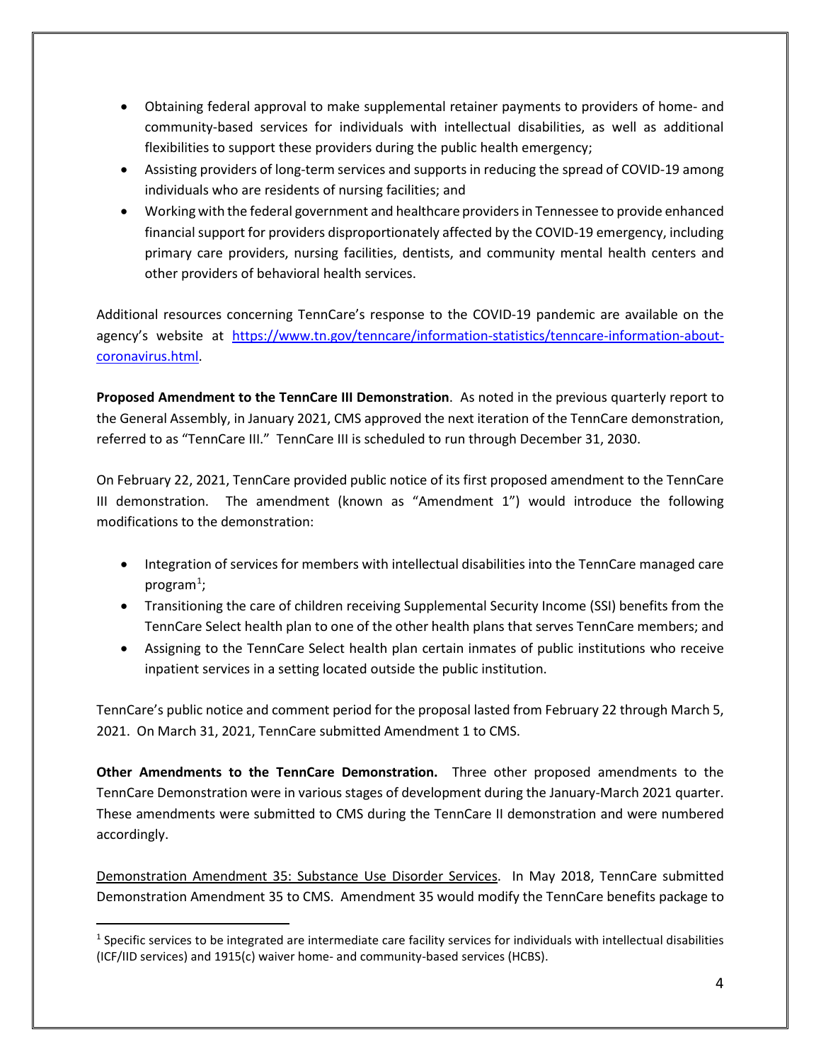- Obtaining federal approval to make supplemental retainer payments to providers of home- and community-based services for individuals with intellectual disabilities, as well as additional flexibilities to support these providers during the public health emergency;
- Assisting providers of long-term services and supports in reducing the spread of COVID-19 among individuals who are residents of nursing facilities; and
- Working with the federal government and healthcare providers in Tennessee to provide enhanced financial support for providers disproportionately affected by the COVID-19 emergency, including primary care providers, nursing facilities, dentists, and community mental health centers and other providers of behavioral health services.

Additional resources concerning TennCare's response to the COVID-19 pandemic are available on the agency's website at [https://www.tn.gov/tenncare/information-statistics/tenncare-information-about-coronavirus.html](https://www.tn.gov/tenncare/information-statistics/tenncare-information-about-coronavirus.html).

**Proposed Amendment to the TennCare III Demonstration**. As noted in the previous quarterly report to the General Assembly, in January 2021, CMS approved the next iteration of the TennCare demonstration, referred to as "TennCare III." TennCare III is scheduled to run through December 31, 2030.

On February 22, 2021, TennCare provided public notice of its first proposed amendment to the TennCare III demonstration. The amendment (known as "Amendment 1") would introduce the following modifications to the demonstration:

- Integration of services for members with intellectual disabilities into the TennCare managed care program[1];
- Transitioning the care of children receiving Supplemental Security Income (SSI) benefits from the TennCare Select health plan to one of the other health plans that serves TennCare members; and
- Assigning to the TennCare Select health plan certain inmates of public institutions who receive inpatient services in a setting located outside the public institution.

TennCare's public notice and comment period for the proposal lasted from February 22 through March 5, 2021. On March 31, 2021, TennCare submitted Amendment 1 to CMS.

**Other Amendments to the TennCare Demonstration.** Three other proposed amendments to the TennCare Demonstration were in various stages of development during the January-March 2021 quarter. These amendments were submitted to CMS during the TennCare II demonstration and were numbered accordingly.

<u>Demonstration Amendment 35: Substance Use Disorder Services</u>. In May 2018, TennCare submitted Demonstration Amendment 35 to CMS. Amendment 35 would modify the TennCare benefits package to

---

[1] Specific services to be integrated are intermediate care facility services for individuals with intellectual disabilities (ICF/IID services) and 1915(c) waiver home- and community-based services (HCBS).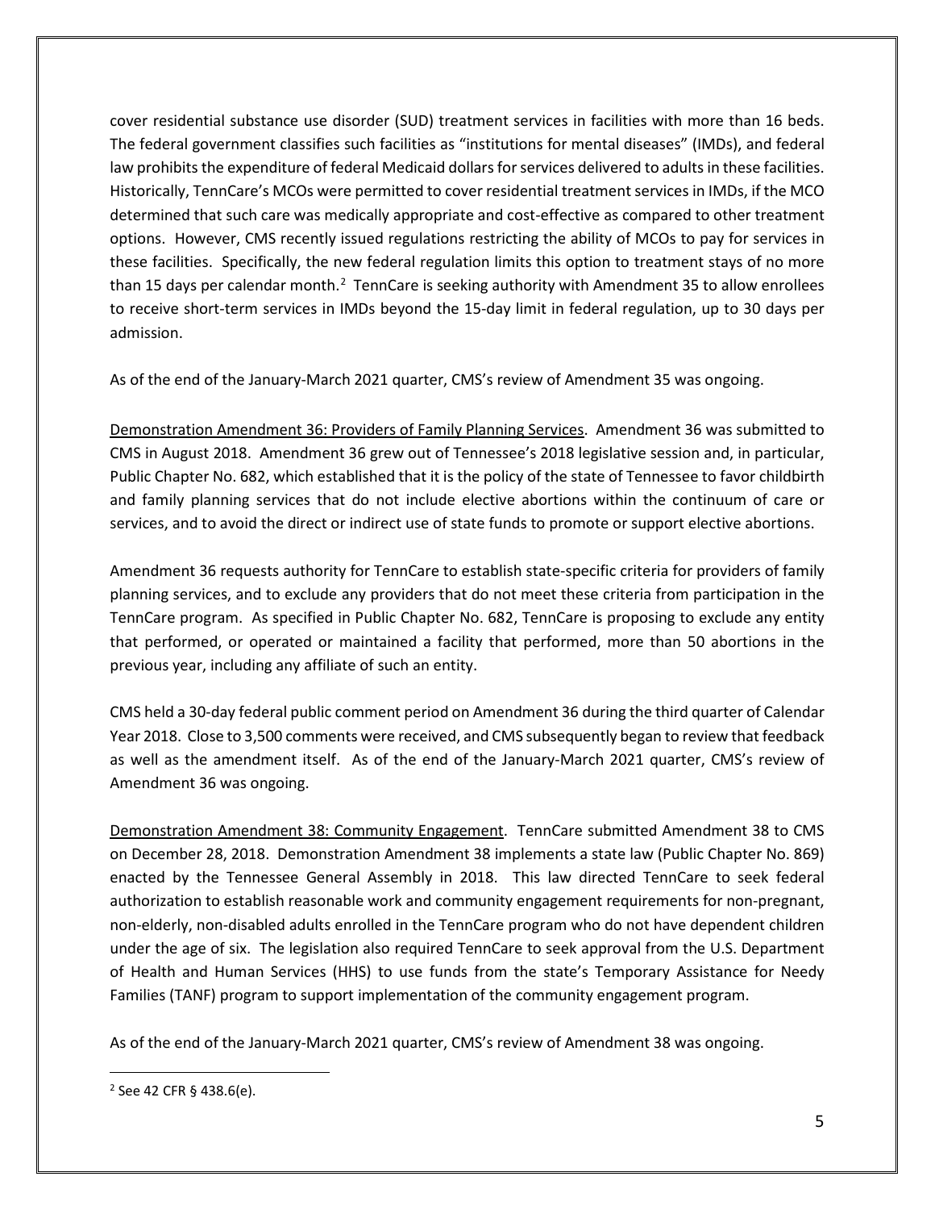cover residential substance use disorder (SUD) treatment services in facilities with more than 16 beds. The federal government classifies such facilities as "institutions for mental diseases" (IMDs), and federal law prohibits the expenditure of federal Medicaid dollars for services delivered to adults in these facilities. Historically, TennCare's MCOs were permitted to cover residential treatment services in IMDs, if the MCO determined that such care was medically appropriate and cost-effective as compared to other treatment options. However, CMS recently issued regulations restricting the ability of MCOs to pay for services in these facilities. Specifically, the new federal regulation limits this option to treatment stays of no more than 15 days per calendar month.[2] TennCare is seeking authority with Amendment 35 to allow enrollees to receive short-term services in IMDs beyond the 15-day limit in federal regulation, up to 30 days per admission.

As of the end of the January-March 2021 quarter, CMS's review of Amendment 35 was ongoing.

Demonstration Amendment 36: Providers of Family Planning Services. Amendment 36 was submitted to CMS in August 2018. Amendment 36 grew out of Tennessee's 2018 legislative session and, in particular, Public Chapter No. 682, which established that it is the policy of the state of Tennessee to favor childbirth and family planning services that do not include elective abortions within the continuum of care or services, and to avoid the direct or indirect use of state funds to promote or support elective abortions.

Amendment 36 requests authority for TennCare to establish state-specific criteria for providers of family planning services, and to exclude any providers that do not meet these criteria from participation in the TennCare program. As specified in Public Chapter No. 682, TennCare is proposing to exclude any entity that performed, or operated or maintained a facility that performed, more than 50 abortions in the previous year, including any affiliate of such an entity.

CMS held a 30-day federal public comment period on Amendment 36 during the third quarter of Calendar Year 2018. Close to 3,500 comments were received, and CMS subsequently began to review that feedback as well as the amendment itself. As of the end of the January-March 2021 quarter, CMS's review of Amendment 36 was ongoing.

Demonstration Amendment 38: Community Engagement. TennCare submitted Amendment 38 to CMS on December 28, 2018. Demonstration Amendment 38 implements a state law (Public Chapter No. 869) enacted by the Tennessee General Assembly in 2018. This law directed TennCare to seek federal authorization to establish reasonable work and community engagement requirements for non-pregnant, non-elderly, non-disabled adults enrolled in the TennCare program who do not have dependent children under the age of six. The legislation also required TennCare to seek approval from the U.S. Department of Health and Human Services (HHS) to use funds from the state's Temporary Assistance for Needy Families (TANF) program to support implementation of the community engagement program.

As of the end of the January-March 2021 quarter, CMS's review of Amendment 38 was ongoing.

[2] See 42 CFR § 438.6(e).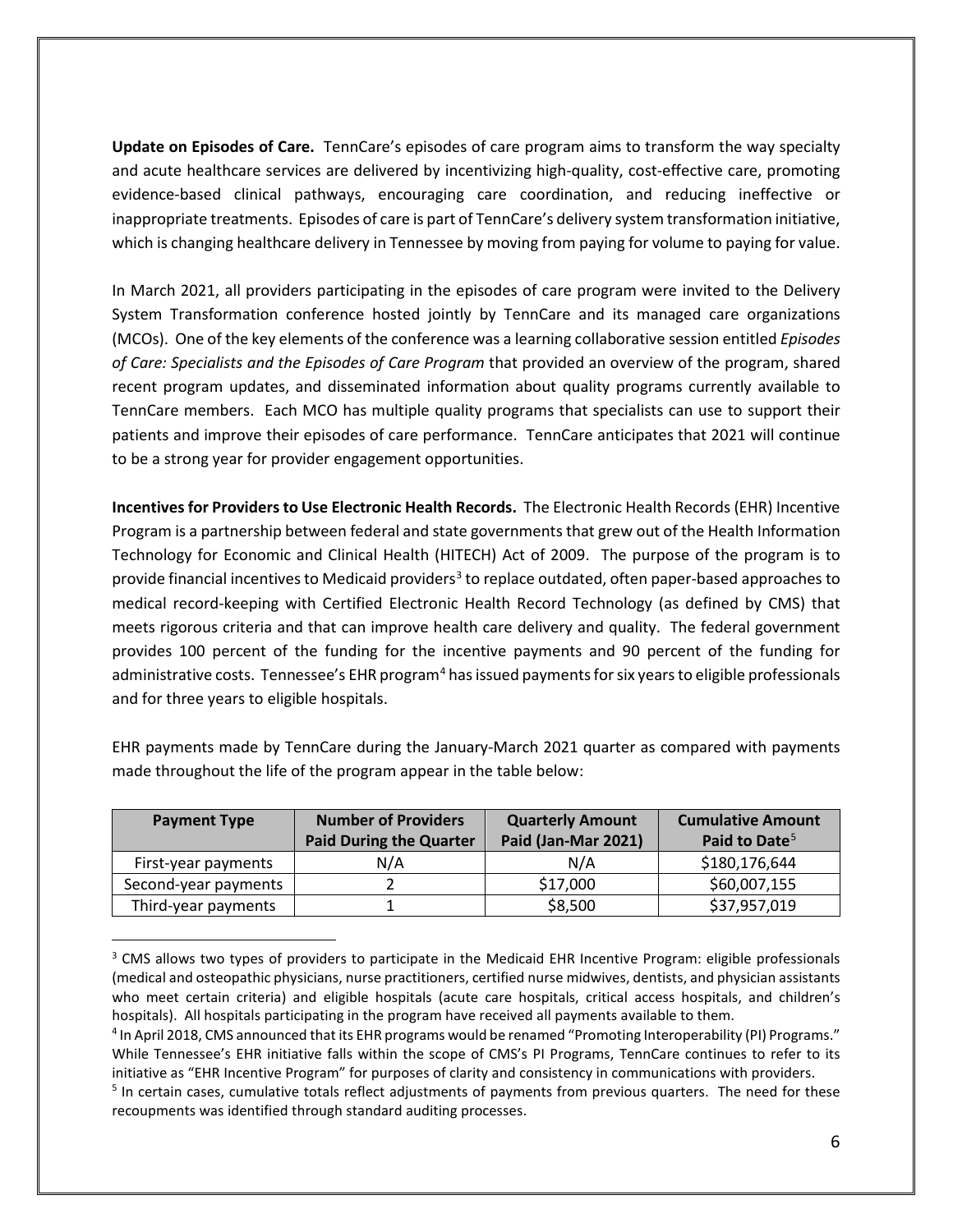**Update on Episodes of Care.** TennCare's episodes of care program aims to transform the way specialty and acute healthcare services are delivered by incentivizing high-quality, cost-effective care, promoting evidence-based clinical pathways, encouraging care coordination, and reducing ineffective or inappropriate treatments. Episodes of care is part of TennCare's delivery system transformation initiative, which is changing healthcare delivery in Tennessee by moving from paying for volume to paying for value.

In March 2021, all providers participating in the episodes of care program were invited to the Delivery System Transformation conference hosted jointly by TennCare and its managed care organizations (MCOs). One of the key elements of the conference was a learning collaborative session entitled *Episodes of Care: Specialists and the Episodes of Care Program* that provided an overview of the program, shared recent program updates, and disseminated information about quality programs currently available to TennCare members. Each MCO has multiple quality programs that specialists can use to support their patients and improve their episodes of care performance. TennCare anticipates that 2021 will continue to be a strong year for provider engagement opportunities.

**Incentives for Providers to Use Electronic Health Records.** The Electronic Health Records (EHR) Incentive Program is a partnership between federal and state governments that grew out of the Health Information Technology for Economic and Clinical Health (HITECH) Act of 2009. The purpose of the program is to provide financial incentives to Medicaid providers[3] to replace outdated, often paper-based approaches to medical record-keeping with Certified Electronic Health Record Technology (as defined by CMS) that meets rigorous criteria and that can improve health care delivery and quality. The federal government provides 100 percent of the funding for the incentive payments and 90 percent of the funding for administrative costs. Tennessee's EHR program[4] has issued payments for six years to eligible professionals and for three years to eligible hospitals.

EHR payments made by TennCare during the January-March 2021 quarter as compared with payments made throughout the life of the program appear in the table below:

| Payment Type | Number of Providers Paid During the Quarter | Quarterly Amount Paid (Jan-Mar 2021) | Cumulative Amount Paid to Date[5] |
|---|---|---|---|
| First-year payments | N/A | N/A | $180,176,644 |
| Second-year payments | 2 | $17,000 | $60,007,155 |
| Third-year payments | 1 | $8,500 | $37,957,019 |

[3] CMS allows two types of providers to participate in the Medicaid EHR Incentive Program: eligible professionals (medical and osteopathic physicians, nurse practitioners, certified nurse midwives, dentists, and physician assistants who meet certain criteria) and eligible hospitals (acute care hospitals, critical access hospitals, and children's hospitals). All hospitals participating in the program have received all payments available to them.

[4] In April 2018, CMS announced that its EHR programs would be renamed "Promoting Interoperability (PI) Programs." While Tennessee's EHR initiative falls within the scope of CMS's PI Programs, TennCare continues to refer to its initiative as "EHR Incentive Program" for purposes of clarity and consistency in communications with providers.

[5] In certain cases, cumulative totals reflect adjustments of payments from previous quarters. The need for these recoupments was identified through standard auditing processes.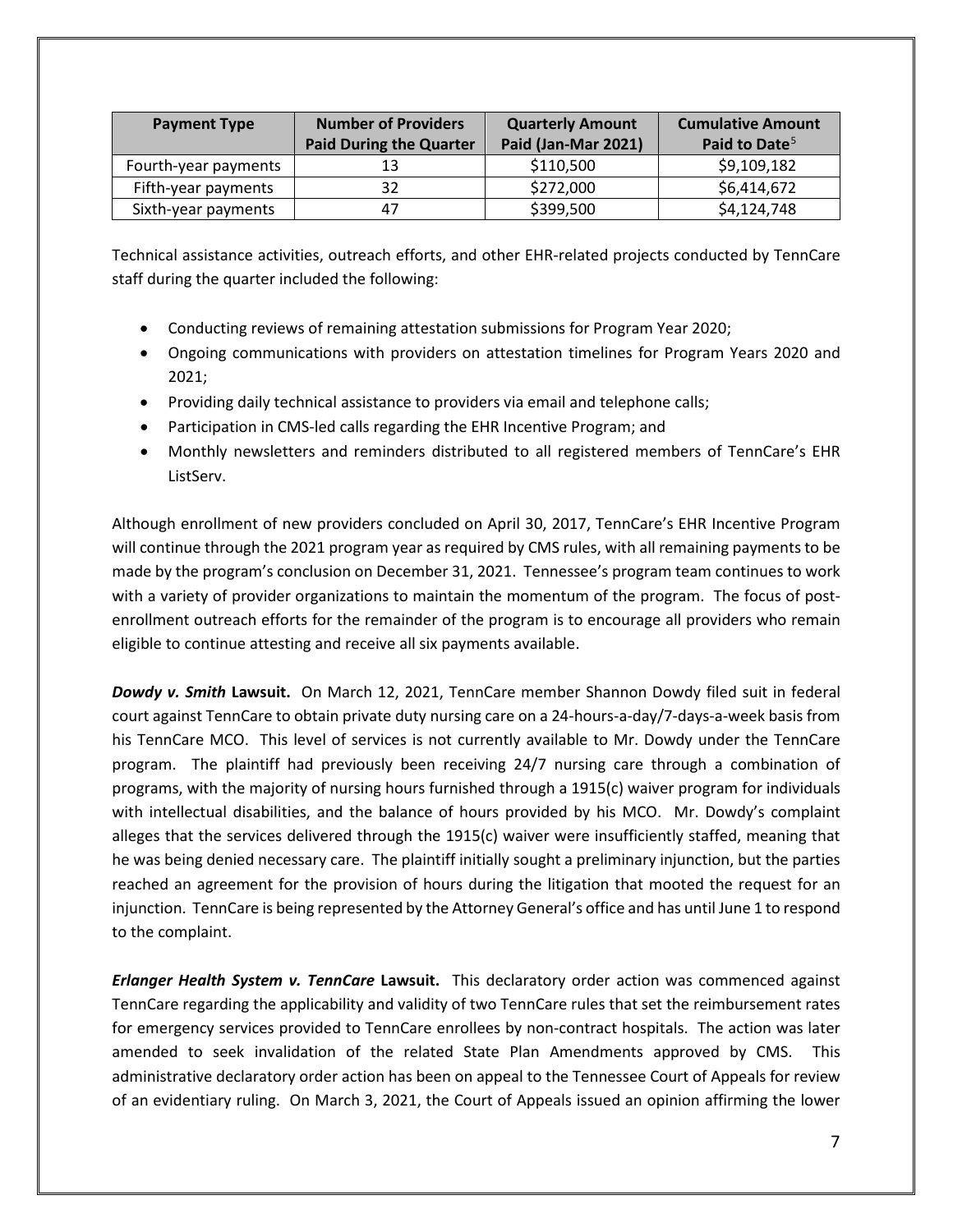| Payment Type | Number of Providers Paid During the Quarter | Quarterly Amount Paid (Jan-Mar 2021) | Cumulative Amount Paid to Date[5] |
|---|---|---|---|
| Fourth-year payments | 13 | $110,500 | $9,109,182 |
| Fifth-year payments | 32 | $272,000 | $6,414,672 |
| Sixth-year payments | 47 | $399,500 | $4,124,748 |

Technical assistance activities, outreach efforts, and other EHR-related projects conducted by TennCare staff during the quarter included the following:

- Conducting reviews of remaining attestation submissions for Program Year 2020;
- Ongoing communications with providers on attestation timelines for Program Years 2020 and 2021;
- Providing daily technical assistance to providers via email and telephone calls;
- Participation in CMS-led calls regarding the EHR Incentive Program; and
- Monthly newsletters and reminders distributed to all registered members of TennCare's EHR ListServ.

Although enrollment of new providers concluded on April 30, 2017, TennCare's EHR Incentive Program will continue through the 2021 program year as required by CMS rules, with all remaining payments to be made by the program's conclusion on December 31, 2021. Tennessee's program team continues to work with a variety of provider organizations to maintain the momentum of the program. The focus of post-enrollment outreach efforts for the remainder of the program is to encourage all providers who remain eligible to continue attesting and receive all six payments available.

***Dowdy v. Smith* Lawsuit.** On March 12, 2021, TennCare member Shannon Dowdy filed suit in federal court against TennCare to obtain private duty nursing care on a 24-hours-a-day/7-days-a-week basis from his TennCare MCO. This level of services is not currently available to Mr. Dowdy under the TennCare program. The plaintiff had previously been receiving 24/7 nursing care through a combination of programs, with the majority of nursing hours furnished through a 1915(c) waiver program for individuals with intellectual disabilities, and the balance of hours provided by his MCO. Mr. Dowdy's complaint alleges that the services delivered through the 1915(c) waiver were insufficiently staffed, meaning that he was being denied necessary care. The plaintiff initially sought a preliminary injunction, but the parties reached an agreement for the provision of hours during the litigation that mooted the request for an injunction. TennCare is being represented by the Attorney General's office and has until June 1 to respond to the complaint.

***Erlanger Health System v. TennCare* Lawsuit.** This declaratory order action was commenced against TennCare regarding the applicability and validity of two TennCare rules that set the reimbursement rates for emergency services provided to TennCare enrollees by non-contract hospitals. The action was later amended to seek invalidation of the related State Plan Amendments approved by CMS. This administrative declaratory order action has been on appeal to the Tennessee Court of Appeals for review of an evidentiary ruling. On March 3, 2021, the Court of Appeals issued an opinion affirming the lower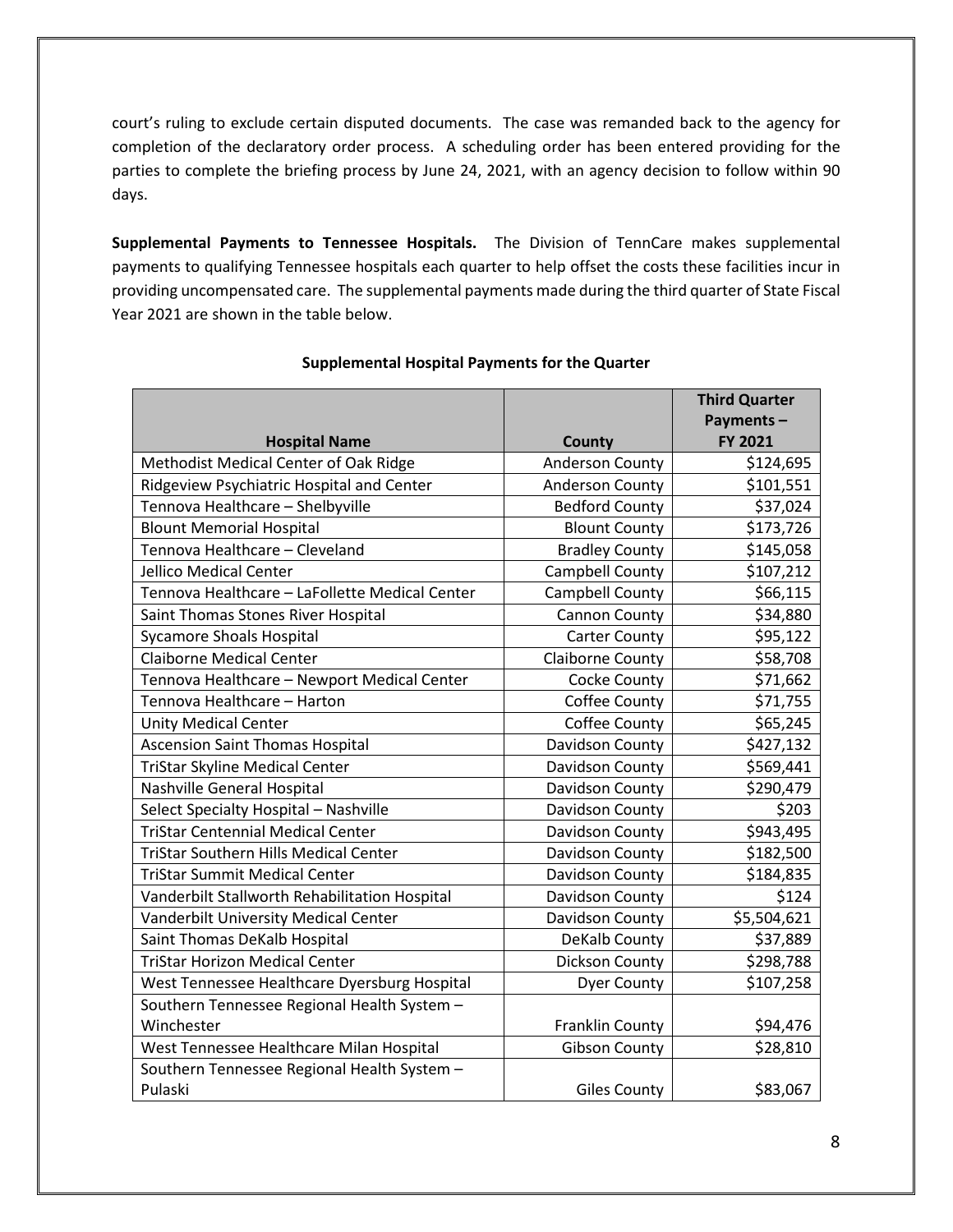court's ruling to exclude certain disputed documents. The case was remanded back to the agency for completion of the declaratory order process. A scheduling order has been entered providing for the parties to complete the briefing process by June 24, 2021, with an agency decision to follow within 90 days.

**Supplemental Payments to Tennessee Hospitals.** The Division of TennCare makes supplemental payments to qualifying Tennessee hospitals each quarter to help offset the costs these facilities incur in providing uncompensated care. The supplemental payments made during the third quarter of State Fiscal Year 2021 are shown in the table below.

**Supplemental Hospital Payments for the Quarter**

| Hospital Name | County | Third Quarter Payments – FY 2021 |
|---|---|---|
| Methodist Medical Center of Oak Ridge | Anderson County | $124,695 |
| Ridgeview Psychiatric Hospital and Center | Anderson County | $101,551 |
| Tennova Healthcare – Shelbyville | Bedford County | $37,024 |
| Blount Memorial Hospital | Blount County | $173,726 |
| Tennova Healthcare – Cleveland | Bradley County | $145,058 |
| Jellico Medical Center | Campbell County | $107,212 |
| Tennova Healthcare – LaFollette Medical Center | Campbell County | $66,115 |
| Saint Thomas Stones River Hospital | Cannon County | $34,880 |
| Sycamore Shoals Hospital | Carter County | $95,122 |
| Claiborne Medical Center | Claiborne County | $58,708 |
| Tennova Healthcare – Newport Medical Center | Cocke County | $71,662 |
| Tennova Healthcare – Harton | Coffee County | $71,755 |
| Unity Medical Center | Coffee County | $65,245 |
| Ascension Saint Thomas Hospital | Davidson County | $427,132 |
| TriStar Skyline Medical Center | Davidson County | $569,441 |
| Nashville General Hospital | Davidson County | $290,479 |
| Select Specialty Hospital – Nashville | Davidson County | $203 |
| TriStar Centennial Medical Center | Davidson County | $943,495 |
| TriStar Southern Hills Medical Center | Davidson County | $182,500 |
| TriStar Summit Medical Center | Davidson County | $184,835 |
| Vanderbilt Stallworth Rehabilitation Hospital | Davidson County | $124 |
| Vanderbilt University Medical Center | Davidson County | $5,504,621 |
| Saint Thomas DeKalb Hospital | DeKalb County | $37,889 |
| TriStar Horizon Medical Center | Dickson County | $298,788 |
| West Tennessee Healthcare Dyersburg Hospital | Dyer County | $107,258 |
| Southern Tennessee Regional Health System – Winchester | Franklin County | $94,476 |
| West Tennessee Healthcare Milan Hospital | Gibson County | $28,810 |
| Southern Tennessee Regional Health System – Pulaski | Giles County | $83,067 |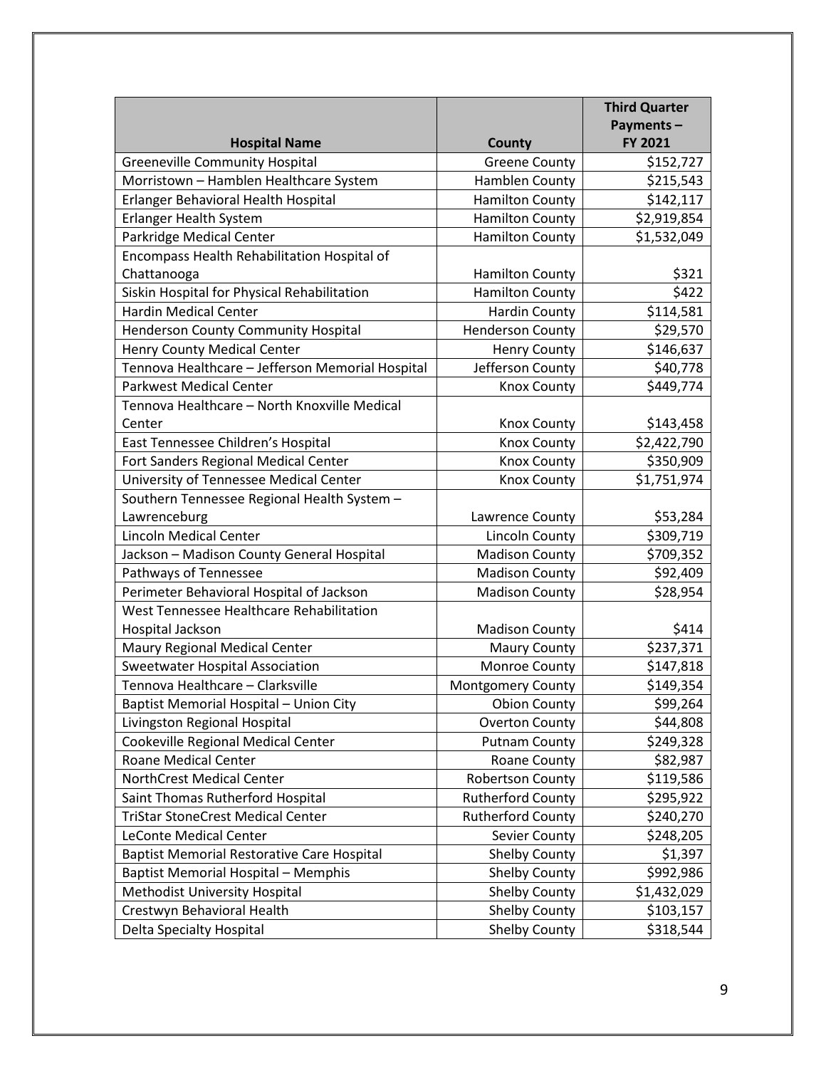| Hospital Name | County | Third Quarter Payments – FY 2021 |
| --- | --- | --- |
| Greeneville Community Hospital | Greene County | $152,727 |
| Morristown – Hamblen Healthcare System | Hamblen County | $215,543 |
| Erlanger Behavioral Health Hospital | Hamilton County | $142,117 |
| Erlanger Health System | Hamilton County | $2,919,854 |
| Parkridge Medical Center | Hamilton County | $1,532,049 |
| Encompass Health Rehabilitation Hospital of Chattanooga | Hamilton County | $321 |
| Siskin Hospital for Physical Rehabilitation | Hamilton County | $422 |
| Hardin Medical Center | Hardin County | $114,581 |
| Henderson County Community Hospital | Henderson County | $29,570 |
| Henry County Medical Center | Henry County | $146,637 |
| Tennova Healthcare – Jefferson Memorial Hospital | Jefferson County | $40,778 |
| Parkwest Medical Center | Knox County | $449,774 |
| Tennova Healthcare – North Knoxville Medical Center | Knox County | $143,458 |
| East Tennessee Children's Hospital | Knox County | $2,422,790 |
| Fort Sanders Regional Medical Center | Knox County | $350,909 |
| University of Tennessee Medical Center | Knox County | $1,751,974 |
| Southern Tennessee Regional Health System – Lawrenceburg | Lawrence County | $53,284 |
| Lincoln Medical Center | Lincoln County | $309,719 |
| Jackson – Madison County General Hospital | Madison County | $709,352 |
| Pathways of Tennessee | Madison County | $92,409 |
| Perimeter Behavioral Hospital of Jackson | Madison County | $28,954 |
| West Tennessee Healthcare Rehabilitation Hospital Jackson | Madison County | $414 |
| Maury Regional Medical Center | Maury County | $237,371 |
| Sweetwater Hospital Association | Monroe County | $147,818 |
| Tennova Healthcare – Clarksville | Montgomery County | $149,354 |
| Baptist Memorial Hospital – Union City | Obion County | $99,264 |
| Livingston Regional Hospital | Overton County | $44,808 |
| Cookeville Regional Medical Center | Putnam County | $249,328 |
| Roane Medical Center | Roane County | $82,987 |
| NorthCrest Medical Center | Robertson County | $119,586 |
| Saint Thomas Rutherford Hospital | Rutherford County | $295,922 |
| TriStar StoneCrest Medical Center | Rutherford County | $240,270 |
| LeConte Medical Center | Sevier County | $248,205 |
| Baptist Memorial Restorative Care Hospital | Shelby County | $1,397 |
| Baptist Memorial Hospital – Memphis | Shelby County | $992,986 |
| Methodist University Hospital | Shelby County | $1,432,029 |
| Crestwyn Behavioral Health | Shelby County | $103,157 |
| Delta Specialty Hospital | Shelby County | $318,544 |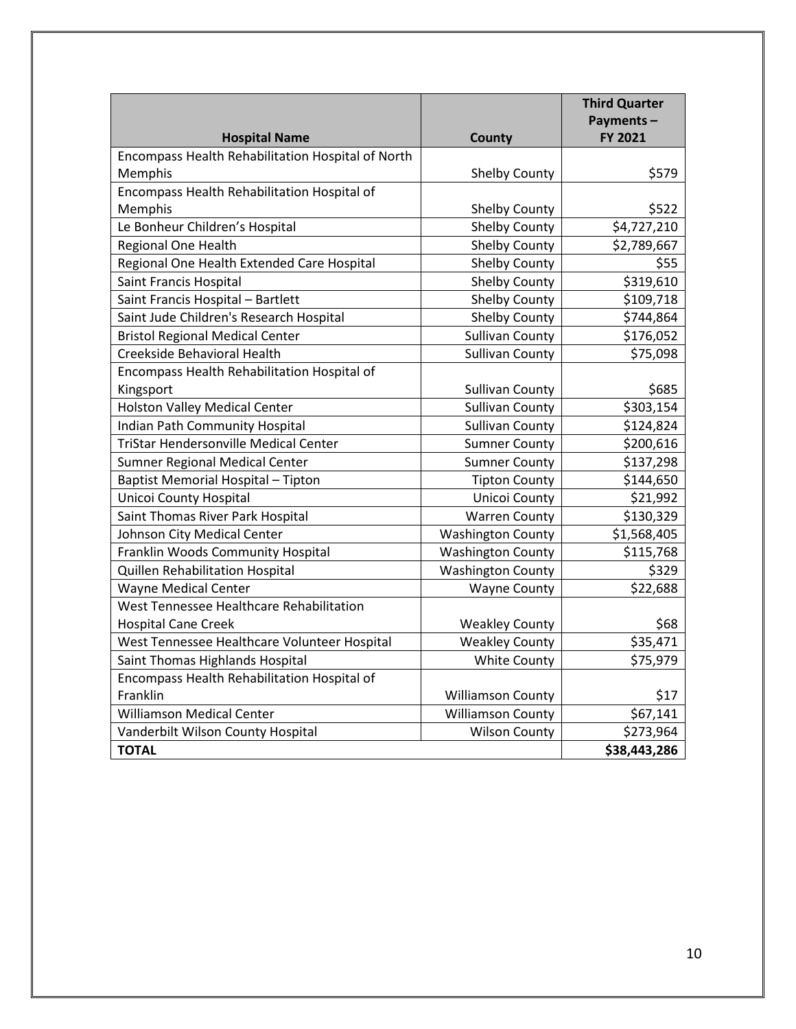| Hospital Name | County | Third Quarter Payments – FY 2021 |
|---|---|---|
| Encompass Health Rehabilitation Hospital of North Memphis | Shelby County | $579 |
| Encompass Health Rehabilitation Hospital of Memphis | Shelby County | $522 |
| Le Bonheur Children's Hospital | Shelby County | $4,727,210 |
| Regional One Health | Shelby County | $2,789,667 |
| Regional One Health Extended Care Hospital | Shelby County | $55 |
| Saint Francis Hospital | Shelby County | $319,610 |
| Saint Francis Hospital – Bartlett | Shelby County | $109,718 |
| Saint Jude Children's Research Hospital | Shelby County | $744,864 |
| Bristol Regional Medical Center | Sullivan County | $176,052 |
| Creekside Behavioral Health | Sullivan County | $75,098 |
| Encompass Health Rehabilitation Hospital of Kingsport | Sullivan County | $685 |
| Holston Valley Medical Center | Sullivan County | $303,154 |
| Indian Path Community Hospital | Sullivan County | $124,824 |
| TriStar Hendersonville Medical Center | Sumner County | $200,616 |
| Sumner Regional Medical Center | Sumner County | $137,298 |
| Baptist Memorial Hospital – Tipton | Tipton County | $144,650 |
| Unicoi County Hospital | Unicoi County | $21,992 |
| Saint Thomas River Park Hospital | Warren County | $130,329 |
| Johnson City Medical Center | Washington County | $1,568,405 |
| Franklin Woods Community Hospital | Washington County | $115,768 |
| Quillen Rehabilitation Hospital | Washington County | $329 |
| Wayne Medical Center | Wayne County | $22,688 |
| West Tennessee Healthcare Rehabilitation Hospital Cane Creek | Weakley County | $68 |
| West Tennessee Healthcare Volunteer Hospital | Weakley County | $35,471 |
| Saint Thomas Highlands Hospital | White County | $75,979 |
| Encompass Health Rehabilitation Hospital of Franklin | Williamson County | $17 |
| Williamson Medical Center | Williamson County | $67,141 |
| Vanderbilt Wilson County Hospital | Wilson County | $273,964 |
| **TOTAL** | | **$38,443,286** |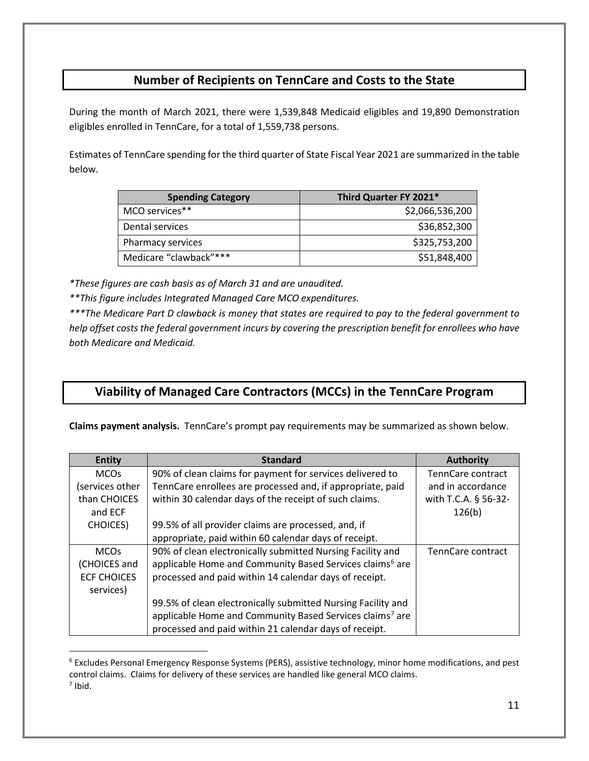## Number of Recipients on TennCare and Costs to the State

During the month of March 2021, there were 1,539,848 Medicaid eligibles and 19,890 Demonstration eligibles enrolled in TennCare, for a total of 1,559,738 persons.

Estimates of TennCare spending for the third quarter of State Fiscal Year 2021 are summarized in the table below.

| Spending Category | Third Quarter FY 2021* |
|---|---:|
| MCO services** | $2,066,536,200 |
| Dental services | $36,852,300 |
| Pharmacy services | $325,753,200 |
| Medicare "clawback"*** | $51,848,400 |

*\*These figures are cash basis as of March 31 and are unaudited.*

*\*\*This figure includes Integrated Managed Care MCO expenditures.*

*\*\*\*The Medicare Part D clawback is money that states are required to pay to the federal government to help offset costs the federal government incurs by covering the prescription benefit for enrollees who have both Medicare and Medicaid.*

## Viability of Managed Care Contractors (MCCs) in the TennCare Program

**Claims payment analysis.** TennCare's prompt pay requirements may be summarized as shown below.

| Entity | Standard | Authority |
|---|---|---|
| MCOs (services other than CHOICES and ECF CHOICES) | 90% of clean claims for payment for services delivered to TennCare enrollees are processed and, if appropriate, paid within 30 calendar days of the receipt of such claims.<br><br>99.5% of all provider claims are processed, and, if appropriate, paid within 60 calendar days of receipt. | TennCare contract and in accordance with T.C.A. § 56-32-126(b) |
| MCOs (CHOICES and ECF CHOICES services) | 90% of clean electronically submitted Nursing Facility and applicable Home and Community Based Services claims[6] are processed and paid within 14 calendar days of receipt.<br><br>99.5% of clean electronically submitted Nursing Facility and applicable Home and Community Based Services claims[7] are processed and paid within 21 calendar days of receipt. | TennCare contract |

[6] Excludes Personal Emergency Response Systems (PERS), assistive technology, minor home modifications, and pest control claims. Claims for delivery of these services are handled like general MCO claims.

[7] Ibid.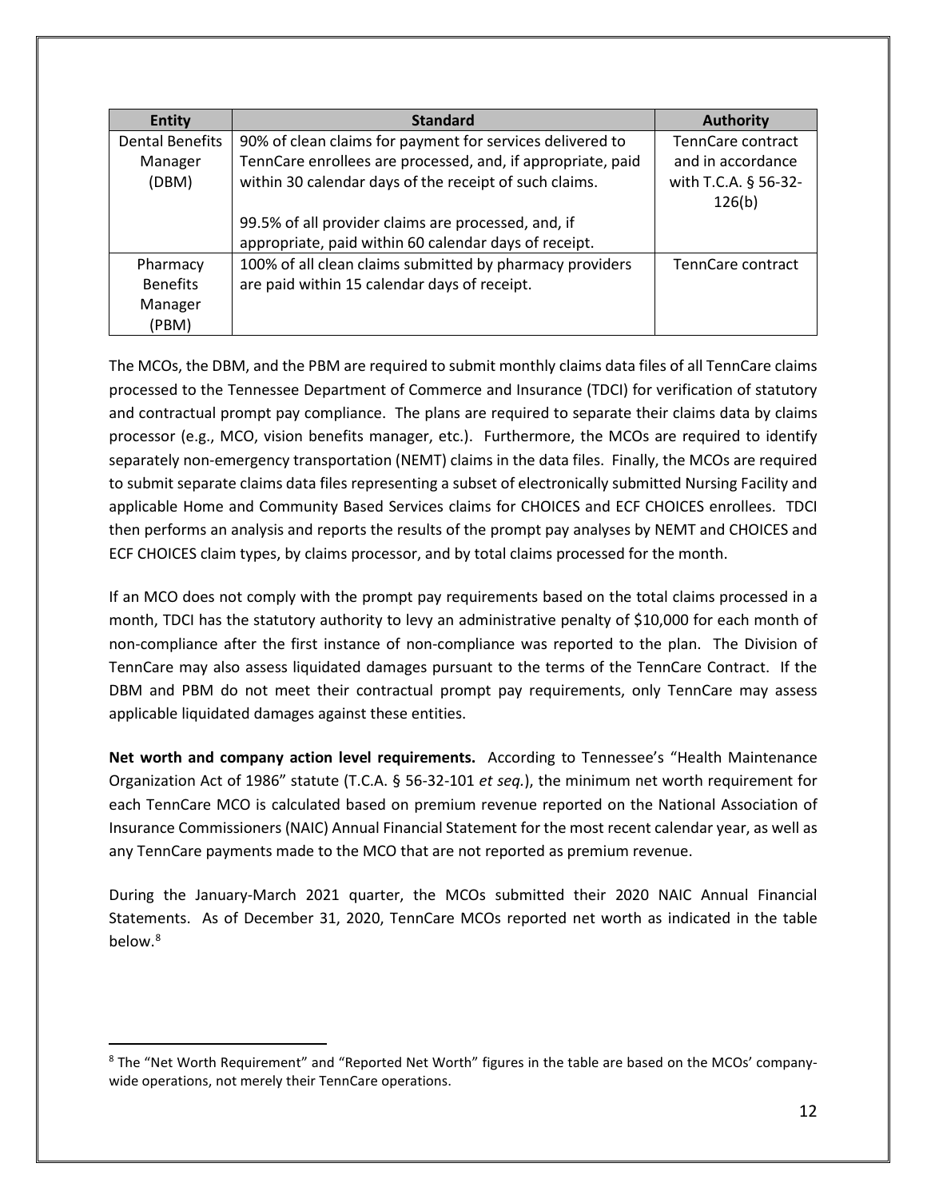| Entity | Standard | Authority |
|---|---|---|
| Dental Benefits Manager (DBM) | 90% of clean claims for payment for services delivered to TennCare enrollees are processed, and, if appropriate, paid within 30 calendar days of the receipt of such claims.<br><br>99.5% of all provider claims are processed, and, if appropriate, paid within 60 calendar days of receipt. | TennCare contract and in accordance with T.C.A. § 56-32-126(b) |
| Pharmacy Benefits Manager (PBM) | 100% of all clean claims submitted by pharmacy providers are paid within 15 calendar days of receipt. | TennCare contract |

The MCOs, the DBM, and the PBM are required to submit monthly claims data files of all TennCare claims processed to the Tennessee Department of Commerce and Insurance (TDCI) for verification of statutory and contractual prompt pay compliance. The plans are required to separate their claims data by claims processor (e.g., MCO, vision benefits manager, etc.). Furthermore, the MCOs are required to identify separately non-emergency transportation (NEMT) claims in the data files. Finally, the MCOs are required to submit separate claims data files representing a subset of electronically submitted Nursing Facility and applicable Home and Community Based Services claims for CHOICES and ECF CHOICES enrollees. TDCI then performs an analysis and reports the results of the prompt pay analyses by NEMT and CHOICES and ECF CHOICES claim types, by claims processor, and by total claims processed for the month.

If an MCO does not comply with the prompt pay requirements based on the total claims processed in a month, TDCI has the statutory authority to levy an administrative penalty of $10,000 for each month of non-compliance after the first instance of non-compliance was reported to the plan. The Division of TennCare may also assess liquidated damages pursuant to the terms of the TennCare Contract. If the DBM and PBM do not meet their contractual prompt pay requirements, only TennCare may assess applicable liquidated damages against these entities.

**Net worth and company action level requirements.** According to Tennessee's "Health Maintenance Organization Act of 1986" statute (T.C.A. § 56-32-101 *et seq.*), the minimum net worth requirement for each TennCare MCO is calculated based on premium revenue reported on the National Association of Insurance Commissioners (NAIC) Annual Financial Statement for the most recent calendar year, as well as any TennCare payments made to the MCO that are not reported as premium revenue.

During the January-March 2021 quarter, the MCOs submitted their 2020 NAIC Annual Financial Statements. As of December 31, 2020, TennCare MCOs reported net worth as indicated in the table below.[8]

[8] The "Net Worth Requirement" and "Reported Net Worth" figures in the table are based on the MCOs' company-wide operations, not merely their TennCare operations.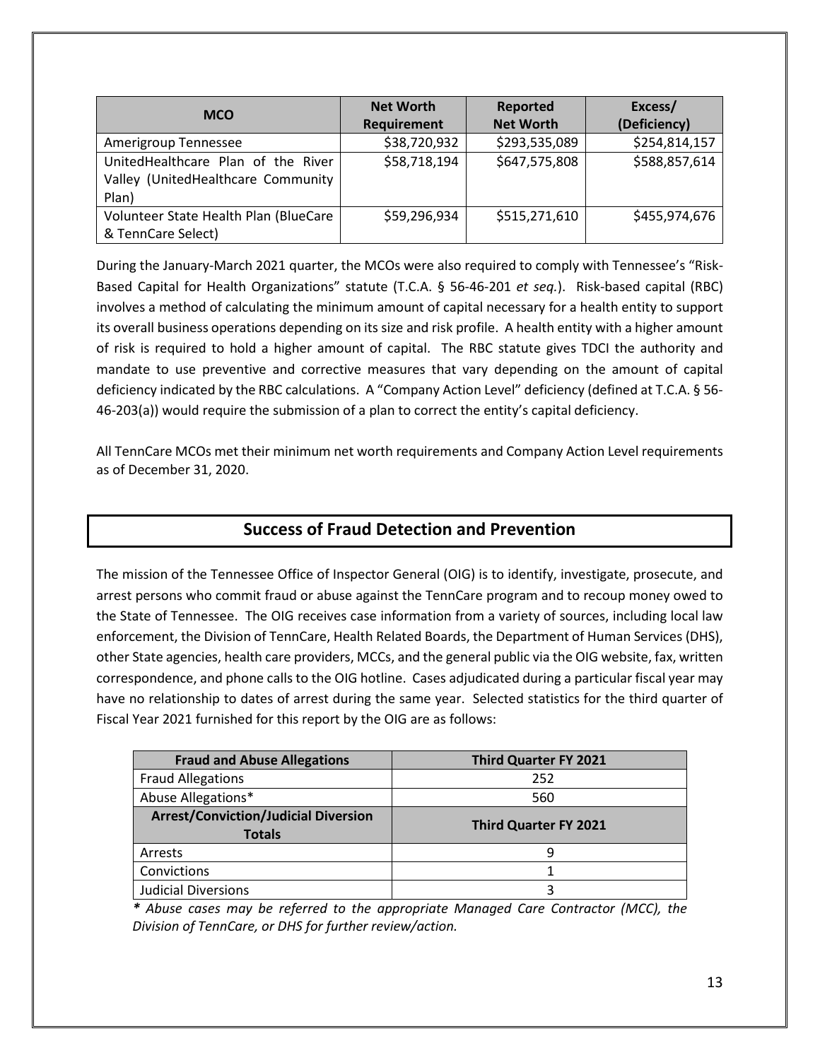| MCO | Net Worth Requirement | Reported Net Worth | Excess/ (Deficiency) |
|---|---|---|---|
| Amerigroup Tennessee | $38,720,932 | $293,535,089 | $254,814,157 |
| UnitedHealthcare Plan of the River Valley (UnitedHealthcare Community Plan) | $58,718,194 | $647,575,808 | $588,857,614 |
| Volunteer State Health Plan (BlueCare & TennCare Select) | $59,296,934 | $515,271,610 | $455,974,676 |

During the January-March 2021 quarter, the MCOs were also required to comply with Tennessee's "Risk-Based Capital for Health Organizations" statute (T.C.A. § 56-46-201 *et seq.*). Risk-based capital (RBC) involves a method of calculating the minimum amount of capital necessary for a health entity to support its overall business operations depending on its size and risk profile. A health entity with a higher amount of risk is required to hold a higher amount of capital. The RBC statute gives TDCI the authority and mandate to use preventive and corrective measures that vary depending on the amount of capital deficiency indicated by the RBC calculations. A "Company Action Level" deficiency (defined at T.C.A. § 56-46-203(a)) would require the submission of a plan to correct the entity's capital deficiency.

All TennCare MCOs met their minimum net worth requirements and Company Action Level requirements as of December 31, 2020.

## Success of Fraud Detection and Prevention

The mission of the Tennessee Office of Inspector General (OIG) is to identify, investigate, prosecute, and arrest persons who commit fraud or abuse against the TennCare program and to recoup money owed to the State of Tennessee. The OIG receives case information from a variety of sources, including local law enforcement, the Division of TennCare, Health Related Boards, the Department of Human Services (DHS), other State agencies, health care providers, MCCs, and the general public via the OIG website, fax, written correspondence, and phone calls to the OIG hotline. Cases adjudicated during a particular fiscal year may have no relationship to dates of arrest during the same year. Selected statistics for the third quarter of Fiscal Year 2021 furnished for this report by the OIG are as follows:

| Fraud and Abuse Allegations | Third Quarter FY 2021 |
|---|---|
| Fraud Allegations | 252 |
| Abuse Allegations* | 560 |
| **Arrest/Conviction/Judicial Diversion Totals** | **Third Quarter FY 2021** |
| Arrests | 9 |
| Convictions | 1 |
| Judicial Diversions | 3 |

*\* Abuse cases may be referred to the appropriate Managed Care Contractor (MCC), the Division of TennCare, or DHS for further review/action.*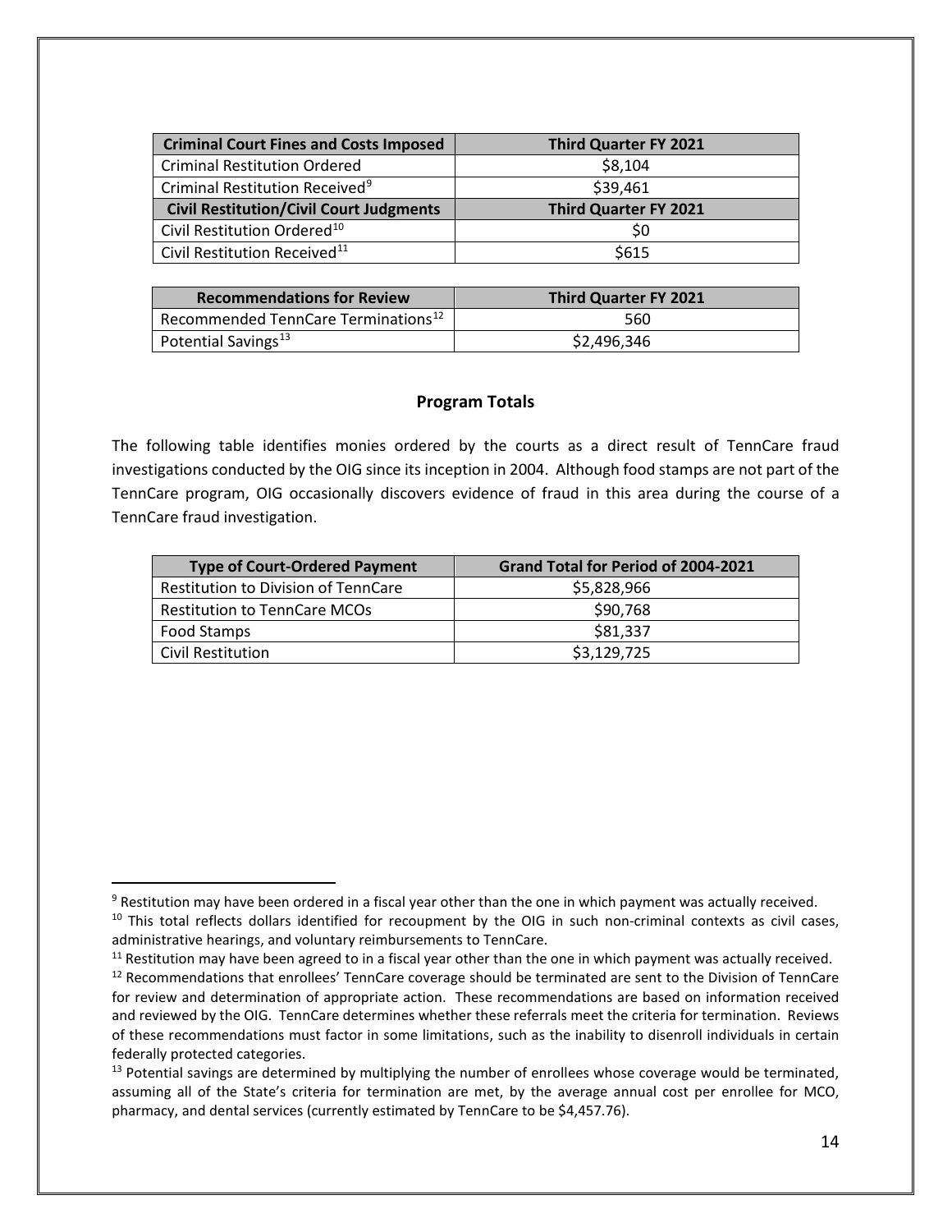| Criminal Court Fines and Costs Imposed | Third Quarter FY 2021 |
|---|---|
| Criminal Restitution Ordered | $8,104 |
| Criminal Restitution Received[9] | $39,461 |
| **Civil Restitution/Civil Court Judgments** | **Third Quarter FY 2021** |
| Civil Restitution Ordered[10] | $0 |
| Civil Restitution Received[11] | $615 |

| Recommendations for Review | Third Quarter FY 2021 |
|---|---|
| Recommended TennCare Terminations[12] | 560 |
| Potential Savings[13] | $2,496,346 |

## Program Totals

The following table identifies monies ordered by the courts as a direct result of TennCare fraud investigations conducted by the OIG since its inception in 2004. Although food stamps are not part of the TennCare program, OIG occasionally discovers evidence of fraud in this area during the course of a TennCare fraud investigation.

| Type of Court-Ordered Payment | Grand Total for Period of 2004-2021 |
|---|---|
| Restitution to Division of TennCare | $5,828,966 |
| Restitution to TennCare MCOs | $90,768 |
| Food Stamps | $81,337 |
| Civil Restitution | $3,129,725 |

[9] Restitution may have been ordered in a fiscal year other than the one in which payment was actually received.

[10] This total reflects dollars identified for recoupment by the OIG in such non-criminal contexts as civil cases, administrative hearings, and voluntary reimbursements to TennCare.

[11] Restitution may have been agreed to in a fiscal year other than the one in which payment was actually received.

[12] Recommendations that enrollees' TennCare coverage should be terminated are sent to the Division of TennCare for review and determination of appropriate action. These recommendations are based on information received and reviewed by the OIG. TennCare determines whether these referrals meet the criteria for termination. Reviews of these recommendations must factor in some limitations, such as the inability to disenroll individuals in certain federally protected categories.

[13] Potential savings are determined by multiplying the number of enrollees whose coverage would be terminated, assuming all of the State's criteria for termination are met, by the average annual cost per enrollee for MCO, pharmacy, and dental services (currently estimated by TennCare to be $4,457.76).